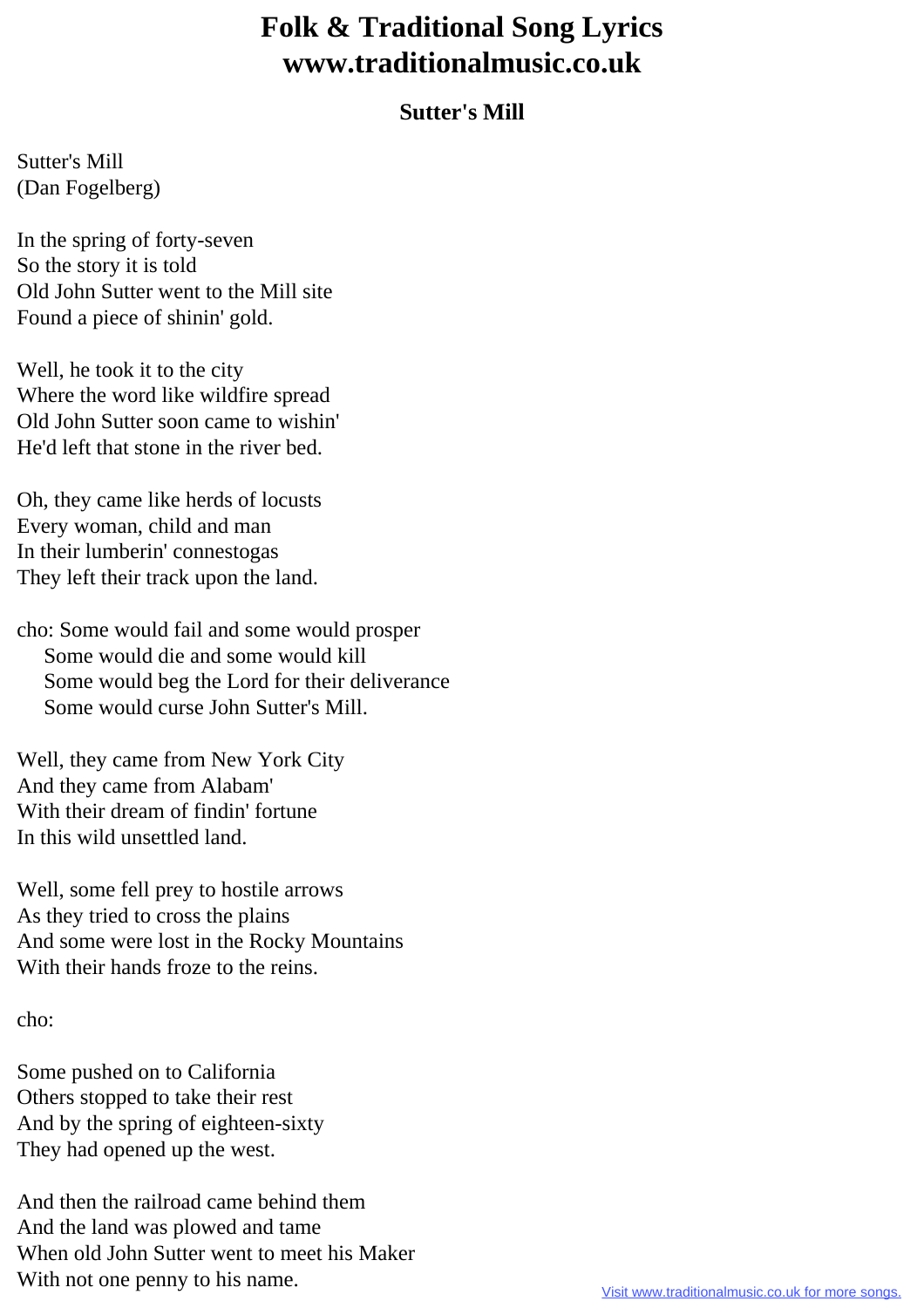# Folk & Traditional Song Lyrics
# www.traditionalmusic.co.uk

### Sutter's Mill

Sutter's Mill
(Dan Fogelberg)

In the spring of forty-seven
So the story it is told
Old John Sutter went to the Mill site
Found a piece of shinin' gold.

Well, he took it to the city
Where the word like wildfire spread
Old John Sutter soon came to wishin'
He'd left that stone in the river bed.

Oh, they came like herds of locusts
Every woman, child and man
In their lumberin' connestogas
They left their track upon the land.

cho: Some would fail and some would prosper
Some would die and some would kill
Some would beg the Lord for their deliverance
Some would curse John Sutter's Mill.

Well, they came from New York City
And they came from Alabam'
With their dream of findin' fortune
In this wild unsettled land.

Well, some fell prey to hostile arrows
As they tried to cross the plains
And some were lost in the Rocky Mountains
With their hands froze to the reins.

cho:

Some pushed on to California
Others stopped to take their rest
And by the spring of eighteen-sixty
They had opened up the west.

And then the railroad came behind them
And the land was plowed and tame
When old John Sutter went to meet his Maker
With not one penny to his name.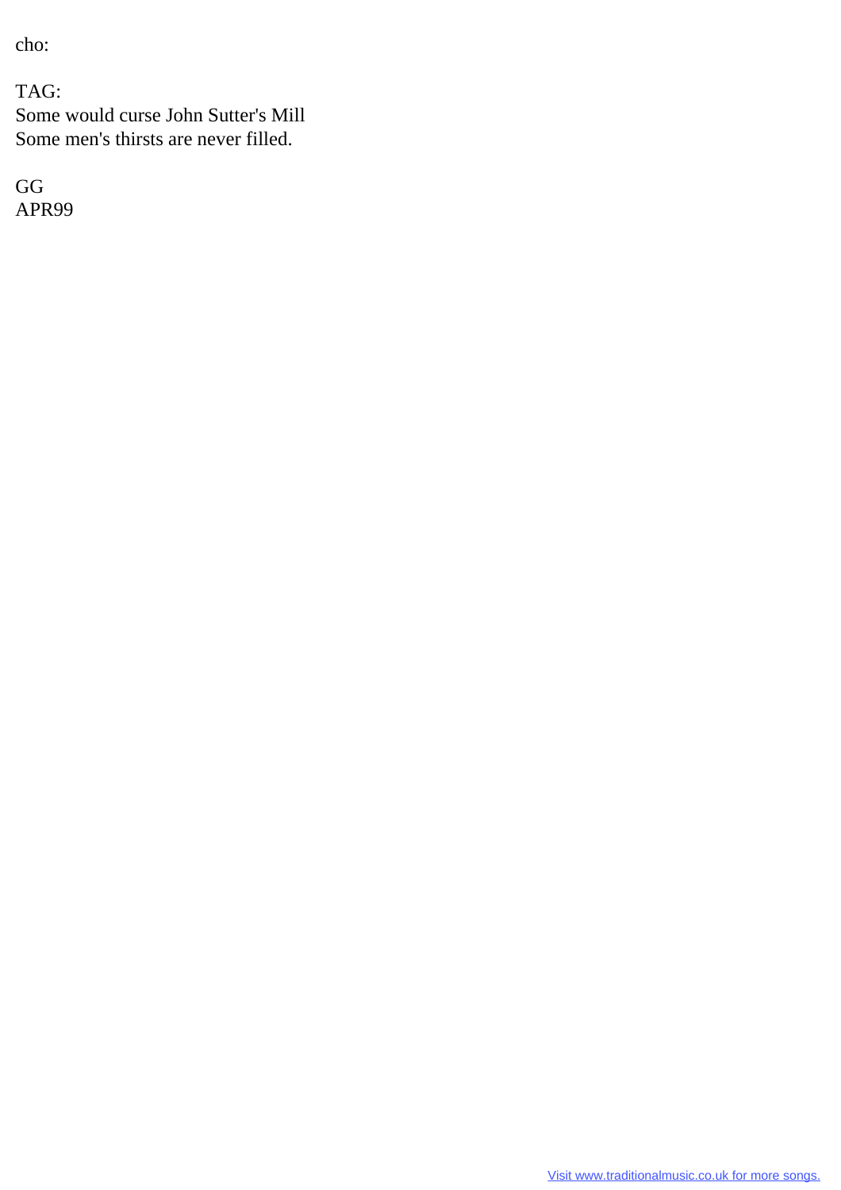cho:

TAG:
Some would curse John Sutter's Mill
Some men's thirsts are never filled.

GG
APR99